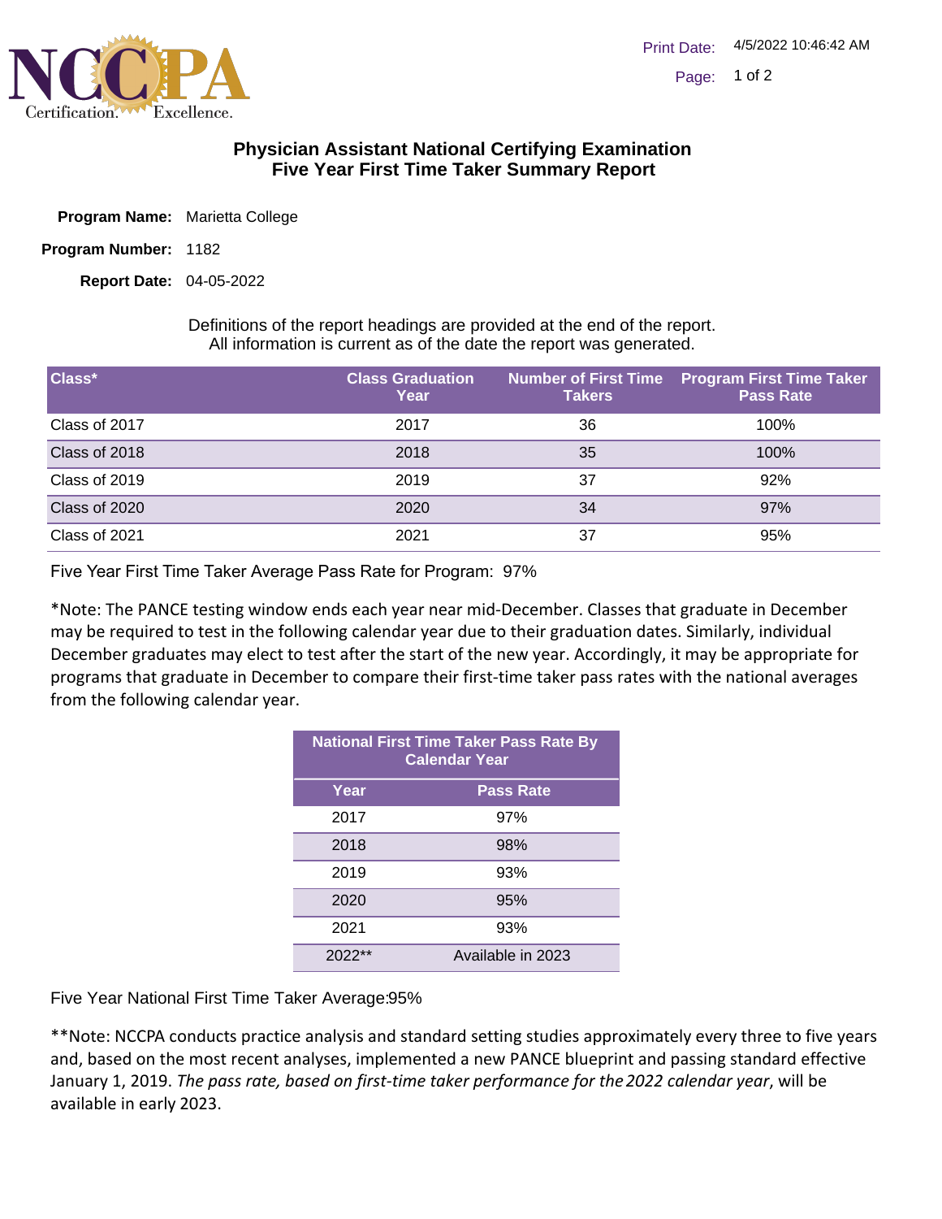# Physician Assistant National Certifying Examination
## Five Year First Time Taker Summary Report

**Program Name:** Marietta College

**Program Number:** 1182

**Report Date:** 04-05-2022

Definitions of the report headings are provided at the end of the report.
All information is current as of the date the report was generated.

| Class* | Class Graduation Year | Number of First Time Takers | Program First Time Taker Pass Rate |
|---|---|---|---|
| Class of 2017 | 2017 | 36 | 100% |
| Class of 2018 | 2018 | 35 | 100% |
| Class of 2019 | 2019 | 37 | 92% |
| Class of 2020 | 2020 | 34 | 97% |
| Class of 2021 | 2021 | 37 | 95% |

Five Year First Time Taker Average Pass Rate for Program: 97%

*Note: The PANCE testing window ends each year near mid-December. Classes that graduate in December may be required to test in the following calendar year due to their graduation dates. Similarly, individual December graduates may elect to test after the start of the new year. Accordingly, it may be appropriate for programs that graduate in December to compare their first-time taker pass rates with the national averages from the following calendar year.

| National First Time Taker Pass Rate By Calendar Year | |
|---|---|
| **Year** | **Pass Rate** |
| 2017 | 97% |
| 2018 | 98% |
| 2019 | 93% |
| 2020 | 95% |
| 2021 | 93% |
| 2022** | Available in 2023 |

Five Year National First Time Taker Average:95%

**Note: NCCPA conducts practice analysis and standard setting studies approximately every three to five years and, based on the most recent analyses, implemented a new PANCE blueprint and passing standard effective January 1, 2019. *The pass rate, based on first-time taker performance for the 2022 calendar year*, will be available in early 2023.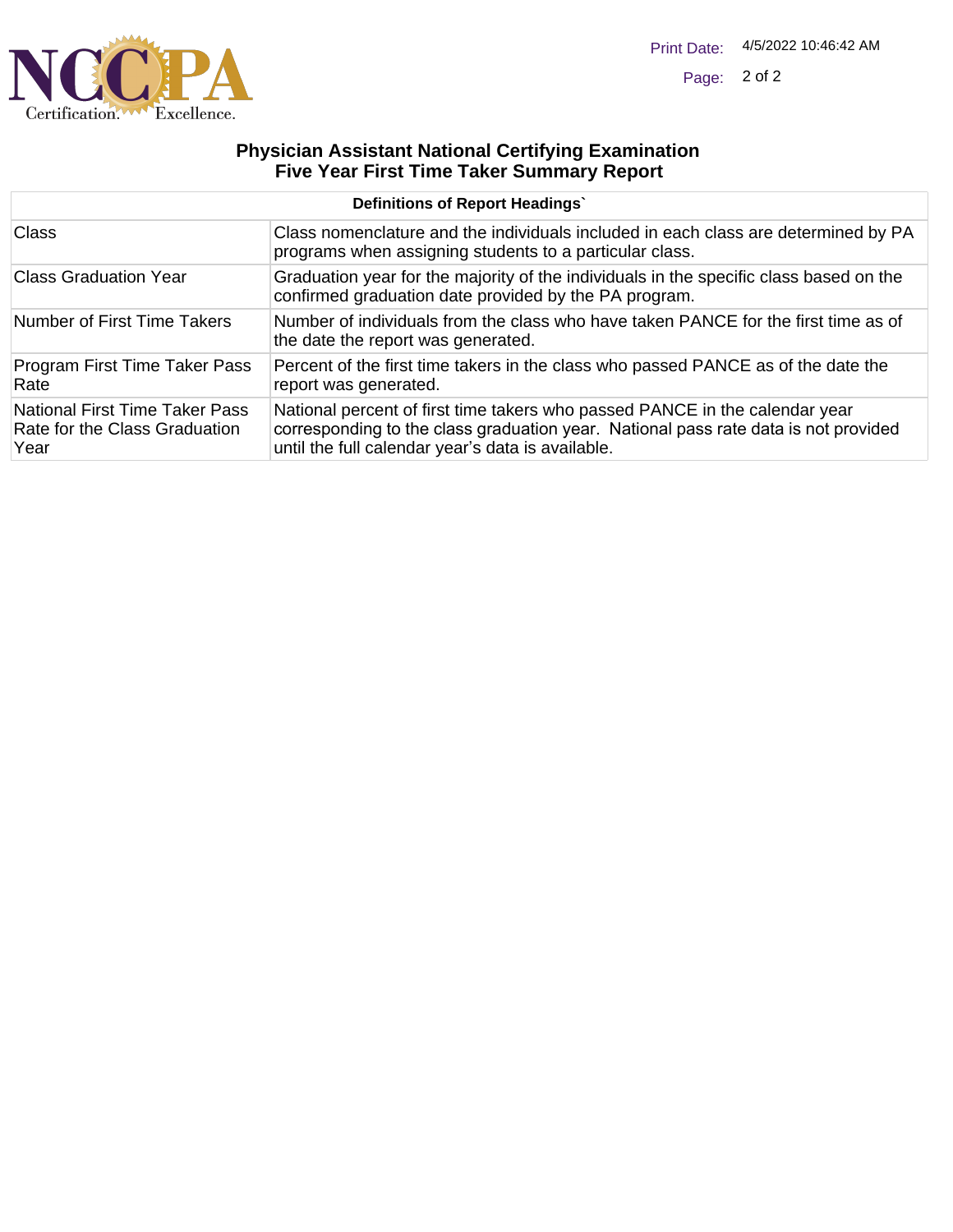## Physician Assistant National Certifying Examination
## Five Year First Time Taker Summary Report

| Definitions of Report Headings` | |
|---|---|
| Class | Class nomenclature and the individuals included in each class are determined by PA programs when assigning students to a particular class. |
| Class Graduation Year | Graduation year for the majority of the individuals in the specific class based on the confirmed graduation date provided by the PA program. |
| Number of First Time Takers | Number of individuals from the class who have taken PANCE for the first time as of the date the report was generated. |
| Program First Time Taker Pass Rate | Percent of the first time takers in the class who passed PANCE as of the date the report was generated. |
| National First Time Taker Pass Rate for the Class Graduation Year | National percent of first time takers who passed PANCE in the calendar year corresponding to the class graduation year. National pass rate data is not provided until the full calendar year's data is available. |